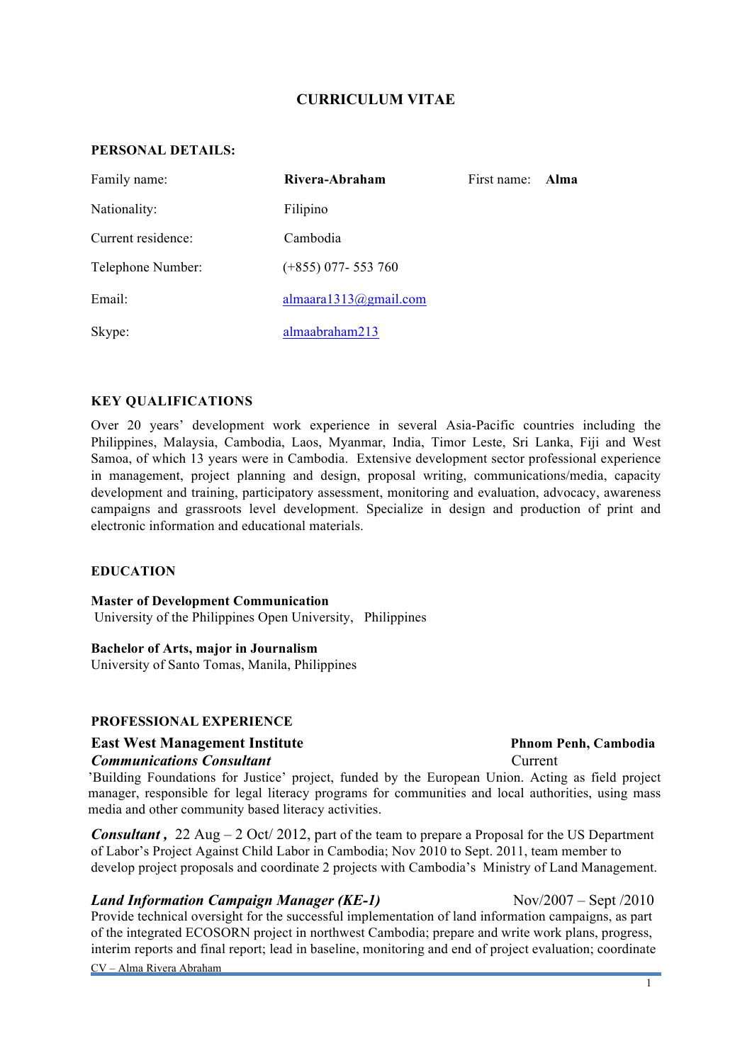# CURRICULUM VITAE

## PERSONAL DETAILS:

| | | | |
|---|---|---|---|
| Family name: | **Rivera-Abraham** | First name: | **Alma** |
| Nationality: | Filipino | | |
| Current residence: | Cambodia | | |
| Telephone Number: | (+855) 077- 553 760 | | |
| Email: | almaara1313@gmail.com | | |
| Skype: | almaabraham213 | | |

## KEY QUALIFICATIONS

Over 20 years' development work experience in several Asia-Pacific countries including the Philippines, Malaysia, Cambodia, Laos, Myanmar, India, Timor Leste, Sri Lanka, Fiji and West Samoa, of which 13 years were in Cambodia. Extensive development sector professional experience in management, project planning and design, proposal writing, communications/media, capacity development and training, participatory assessment, monitoring and evaluation, advocacy, awareness campaigns and grassroots level development. Specialize in design and production of print and electronic information and educational materials.

## EDUCATION

**Master of Development Communication**
University of the Philippines Open University, Philippines

**Bachelor of Arts, major in Journalism**
University of Santo Tomas, Manila, Philippines

## PROFESSIONAL EXPERIENCE

**East West Management Institute** — **Phnom Penh, Cambodia**

***Communications Consultant*** — Current

'Building Foundations for Justice' project, funded by the European Union. Acting as field project manager, responsible for legal literacy programs for communities and local authorities, using mass media and other community based literacy activities.

***Consultant ,*** 22 Aug – 2 Oct/ 2012, part of the team to prepare a Proposal for the US Department of Labor's Project Against Child Labor in Cambodia; Nov 2010 to Sept. 2011, team member to develop project proposals and coordinate 2 projects with Cambodia's Ministry of Land Management.

***Land Information Campaign Manager (KE-1)*** — Nov/2007 – Sept /2010

Provide technical oversight for the successful implementation of land information campaigns, as part of the integrated ECOSORN project in northwest Cambodia; prepare and write work plans, progress, interim reports and final report; lead in baseline, monitoring and end of project evaluation; coordinate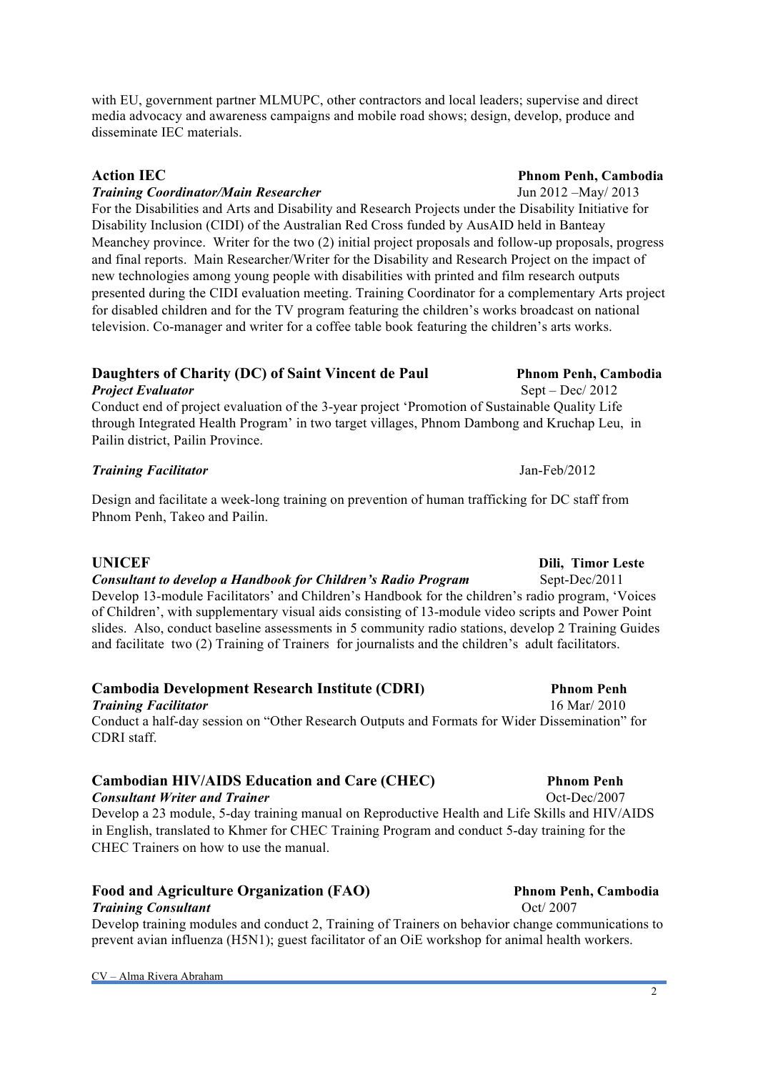with EU, government partner MLMUPC, other contractors and local leaders; supervise and direct media advocacy and awareness campaigns and mobile road shows; design, develop, produce and disseminate IEC materials.

### Action IEC — Phnom Penh, Cambodia
***Training Coordinator/Main Researcher*** — Jun 2012 –May/ 2013

For the Disabilities and Arts and Disability and Research Projects under the Disability Initiative for Disability Inclusion (CIDI) of the Australian Red Cross funded by AusAID held in Banteay Meanchey province. Writer for the two (2) initial project proposals and follow-up proposals, progress and final reports. Main Researcher/Writer for the Disability and Research Project on the impact of new technologies among young people with disabilities with printed and film research outputs presented during the CIDI evaluation meeting. Training Coordinator for a complementary Arts project for disabled children and for the TV program featuring the children's works broadcast on national television. Co-manager and writer for a coffee table book featuring the children's arts works.

### Daughters of Charity (DC) of Saint Vincent de Paul — Phnom Penh, Cambodia
***Project Evaluator*** — Sept – Dec/ 2012

Conduct end of project evaluation of the 3-year project 'Promotion of Sustainable Quality Life through Integrated Health Program' in two target villages, Phnom Dambong and Kruchap Leu, in Pailin district, Pailin Province.

***Training Facilitator*** — Jan-Feb/2012

Design and facilitate a week-long training on prevention of human trafficking for DC staff from Phnom Penh, Takeo and Pailin.

### UNICEF — Dili, Timor Leste
***Consultant to develop a Handbook for Children's Radio Program*** — Sept-Dec/2011

Develop 13-module Facilitators' and Children's Handbook for the children's radio program, 'Voices of Children', with supplementary visual aids consisting of 13-module video scripts and Power Point slides. Also, conduct baseline assessments in 5 community radio stations, develop 2 Training Guides and facilitate two (2) Training of Trainers for journalists and the children's adult facilitators.

### Cambodia Development Research Institute (CDRI) — Phnom Penh
***Training Facilitator*** — 16 Mar/ 2010

Conduct a half-day session on "Other Research Outputs and Formats for Wider Dissemination" for CDRI staff.

### Cambodian HIV/AIDS Education and Care (CHEC) — Phnom Penh
***Consultant Writer and Trainer*** — Oct-Dec/2007

Develop a 23 module, 5-day training manual on Reproductive Health and Life Skills and HIV/AIDS in English, translated to Khmer for CHEC Training Program and conduct 5-day training for the CHEC Trainers on how to use the manual.

### Food and Agriculture Organization (FAO) — Phnom Penh, Cambodia
***Training Consultant*** — Oct/ 2007

Develop training modules and conduct 2, Training of Trainers on behavior change communications to prevent avian influenza (H5N1); guest facilitator of an OiE workshop for animal health workers.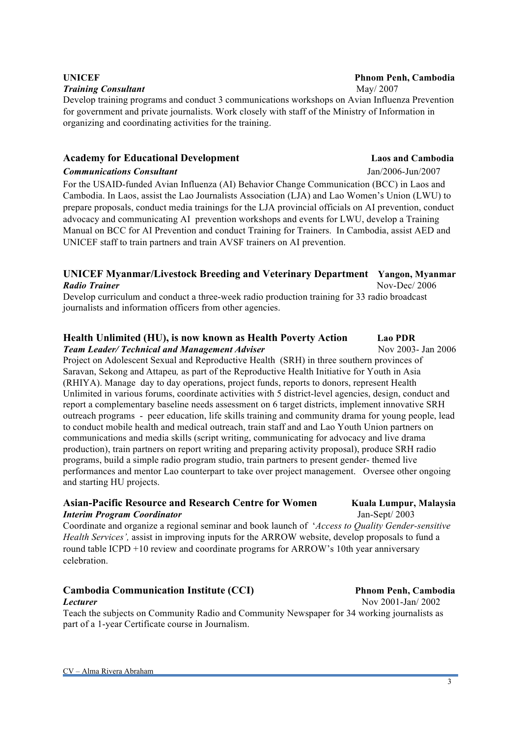**UNICEF** **Phnom Penh, Cambodia**
***Training Consultant*** May/ 2007
Develop training programs and conduct 3 communications workshops on Avian Influenza Prevention for government and private journalists. Work closely with staff of the Ministry of Information in organizing and coordinating activities for the training.

### Academy for Educational Development **Laos and Cambodia**

***Communications Consultant*** Jan/2006-Jun/2007
For the USAID-funded Avian Influenza (AI) Behavior Change Communication (BCC) in Laos and Cambodia. In Laos, assist the Lao Journalists Association (LJA) and Lao Women's Union (LWU) to prepare proposals, conduct media trainings for the LJA provincial officials on AI prevention, conduct advocacy and communicating AI prevention workshops and events for LWU, develop a Training Manual on BCC for AI Prevention and conduct Training for Trainers. In Cambodia, assist AED and UNICEF staff to train partners and train AVSF trainers on AI prevention.

### UNICEF Myanmar/Livestock Breeding and Veterinary Department **Yangon, Myanmar**

***Radio Trainer*** Nov-Dec/ 2006
Develop curriculum and conduct a three-week radio production training for 33 radio broadcast journalists and information officers from other agencies.

### Health Unlimited (HU), is now known as Health Poverty Action **Lao PDR**

***Team Leader/ Technical and Management Adviser*** Nov 2003- Jan 2006
Project on Adolescent Sexual and Reproductive Health (SRH) in three southern provinces of Saravan, Sekong and Attapeu*,* as part of the Reproductive Health Initiative for Youth in Asia (RHIYA). Manage day to day operations, project funds, reports to donors, represent Health Unlimited in various forums, coordinate activities with 5 district-level agencies, design, conduct and report a complementary baseline needs assessment on 6 target districts, implement innovative SRH outreach programs - peer education, life skills training and community drama for young people, lead to conduct mobile health and medical outreach, train staff and and Lao Youth Union partners on communications and media skills (script writing, communicating for advocacy and live drama production), train partners on report writing and preparing activity proposal), produce SRH radio programs, build a simple radio program studio, train partners to present gender- themed live performances and mentor Lao counterpart to take over project management. Oversee other ongoing and starting HU projects.

### Asian-Pacific Resource and Research Centre for Women **Kuala Lumpur, Malaysia**

***Interim Program Coordinator*** Jan-Sept/ 2003
Coordinate and organize a regional seminar and book launch of '*Access to Quality Gender-sensitive Health Services',* assist in improving inputs for the ARROW website, develop proposals to fund a round table ICPD +10 review and coordinate programs for ARROW's 10th year anniversary celebration.

### Cambodia Communication Institute (CCI) **Phnom Penh, Cambodia**

***Lecturer*** Nov 2001-Jan/ 2002
Teach the subjects on Community Radio and Community Newspaper for 34 working journalists as part of a 1-year Certificate course in Journalism.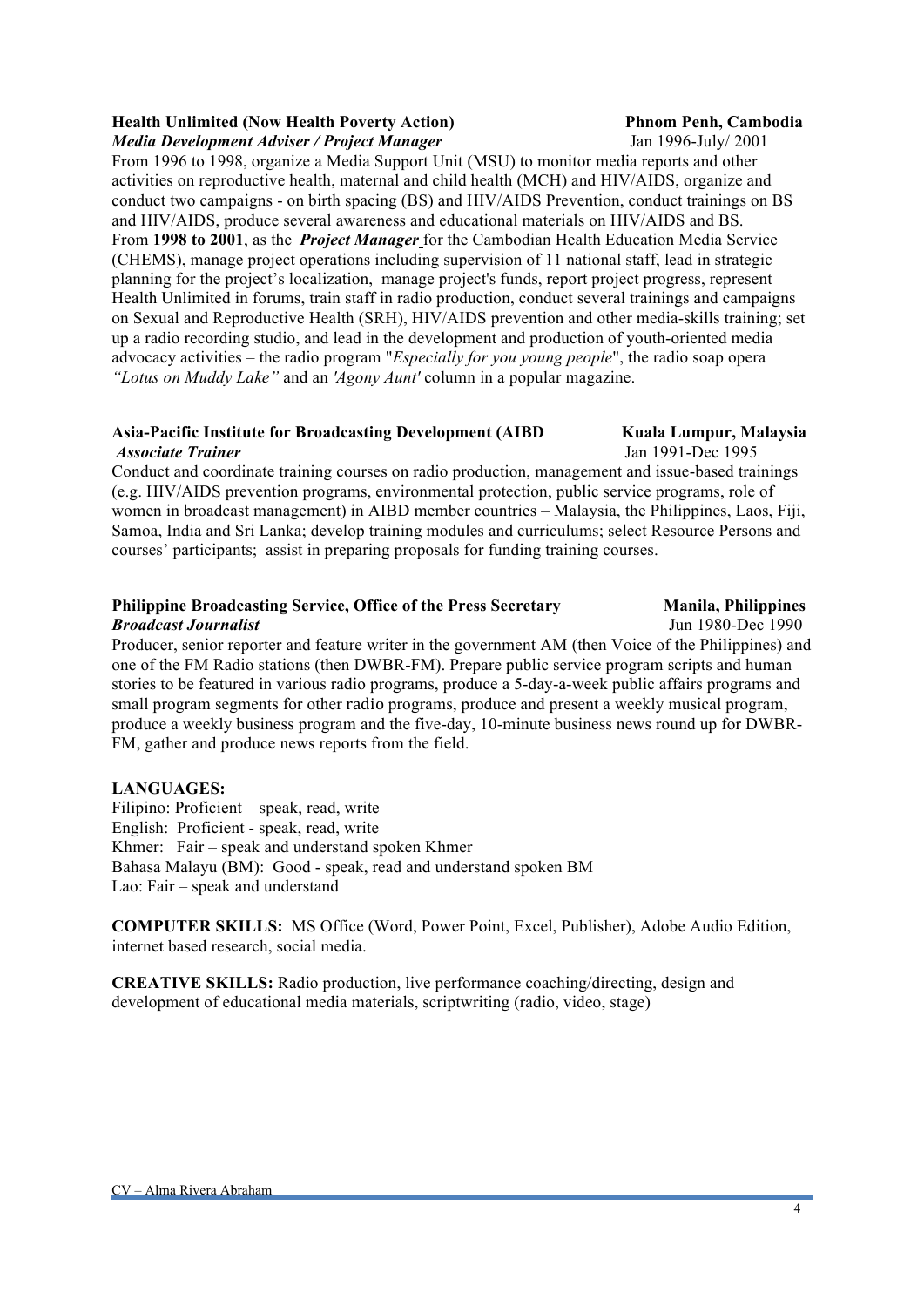**Health Unlimited (Now Health Poverty Action)** **Phnom Penh, Cambodia**
***Media Development Adviser / Project Manager*** Jan 1996-July/ 2001

From 1996 to 1998, organize a Media Support Unit (MSU) to monitor media reports and other activities on reproductive health, maternal and child health (MCH) and HIV/AIDS, organize and conduct two campaigns - on birth spacing (BS) and HIV/AIDS Prevention, conduct trainings on BS and HIV/AIDS, produce several awareness and educational materials on HIV/AIDS and BS.
From **1998 to 2001**, as the ***Project Manager*** for the Cambodian Health Education Media Service (CHEMS), manage project operations including supervision of 11 national staff, lead in strategic planning for the project's localization, manage project's funds, report project progress, represent Health Unlimited in forums, train staff in radio production, conduct several trainings and campaigns on Sexual and Reproductive Health (SRH), HIV/AIDS prevention and other media-skills training; set up a radio recording studio, and lead in the development and production of youth-oriented media advocacy activities – the radio program "*Especially for you young people*", the radio soap opera *"Lotus on Muddy Lake"* and an *'Agony Aunt'* column in a popular magazine.

**Asia-Pacific Institute for Broadcasting Development (AIBD** **Kuala Lumpur, Malaysia**
***Associate Trainer*** Jan 1991-Dec 1995

Conduct and coordinate training courses on radio production, management and issue-based trainings (e.g. HIV/AIDS prevention programs, environmental protection, public service programs, role of women in broadcast management) in AIBD member countries – Malaysia, the Philippines, Laos, Fiji, Samoa, India and Sri Lanka; develop training modules and curriculums; select Resource Persons and courses' participants; assist in preparing proposals for funding training courses.

**Philippine Broadcasting Service, Office of the Press Secretary** **Manila, Philippines**
***Broadcast Journalist*** Jun 1980-Dec 1990

Producer, senior reporter and feature writer in the government AM (then Voice of the Philippines) and one of the FM Radio stations (then DWBR-FM). Prepare public service program scripts and human stories to be featured in various radio programs, produce a 5-day-a-week public affairs programs and small program segments for other radio programs, produce and present a weekly musical program, produce a weekly business program and the five-day, 10-minute business news round up for DWBR-FM, gather and produce news reports from the field.

**LANGUAGES:**

Filipino: Proficient – speak, read, write
English: Proficient - speak, read, write
Khmer: Fair – speak and understand spoken Khmer
Bahasa Malayu (BM): Good - speak, read and understand spoken BM
Lao: Fair – speak and understand

**COMPUTER SKILLS:** MS Office (Word, Power Point, Excel, Publisher), Adobe Audio Edition, internet based research, social media.

**CREATIVE SKILLS:** Radio production, live performance coaching/directing, design and development of educational media materials, scriptwriting (radio, video, stage)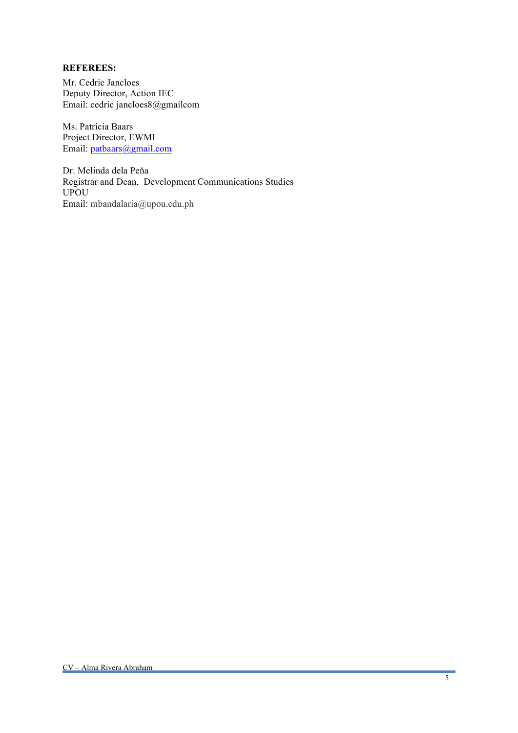**REFEREES:**

Mr. Cedric Jancloes
Deputy Director, Action IEC
Email: cedric jancloes8@gmailcom

Ms. Patricia Baars
Project Director, EWMI
Email: patbaars@gmail.com

Dr. Melinda dela Peňa
Registrar and Dean, Development Communications Studies
UPOU
Email: mbandalaria@upou.edu.ph